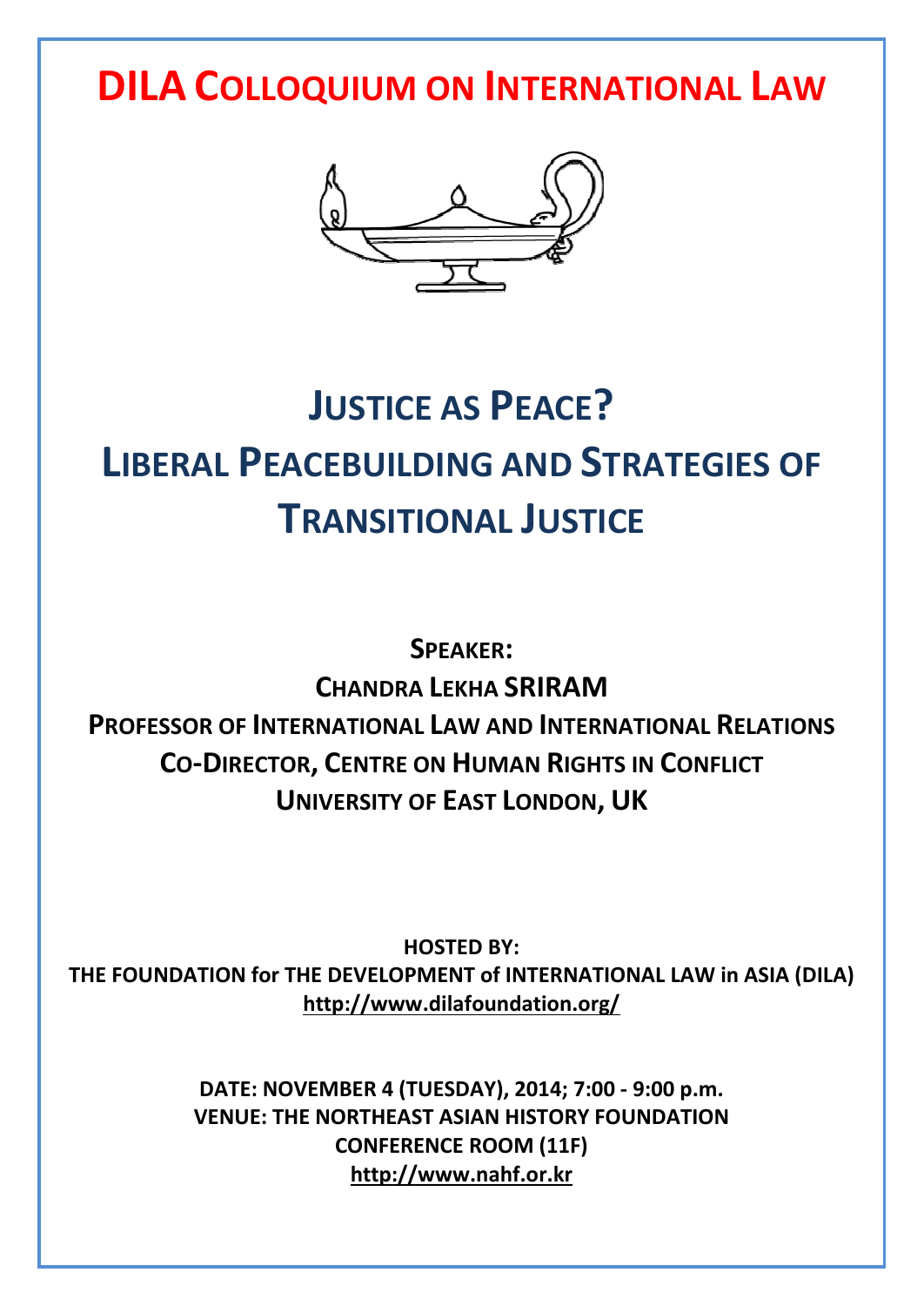# DILA COLLOQUIUM ON INTERNATIONAL LAW

## JUSTICE AS PEACE?
## LIBERAL PEACEBUILDING AND STRATEGIES OF TRANSITIONAL JUSTICE

**SPEAKER:**

**CHANDRA LEKHA SRIRAM**

**PROFESSOR OF INTERNATIONAL LAW AND INTERNATIONAL RELATIONS**

**CO-DIRECTOR, CENTRE ON HUMAN RIGHTS IN CONFLICT**

**UNIVERSITY OF EAST LONDON, UK**

**HOSTED BY:**

**THE FOUNDATION for THE DEVELOPMENT of INTERNATIONAL LAW in ASIA (DILA)**

**http://www.dilafoundation.org/**

**DATE: NOVEMBER 4 (TUESDAY), 2014; 7:00 - 9:00 p.m.**

**VENUE: THE NORTHEAST ASIAN HISTORY FOUNDATION**

**CONFERENCE ROOM (11F)**

**http://www.nahf.or.kr**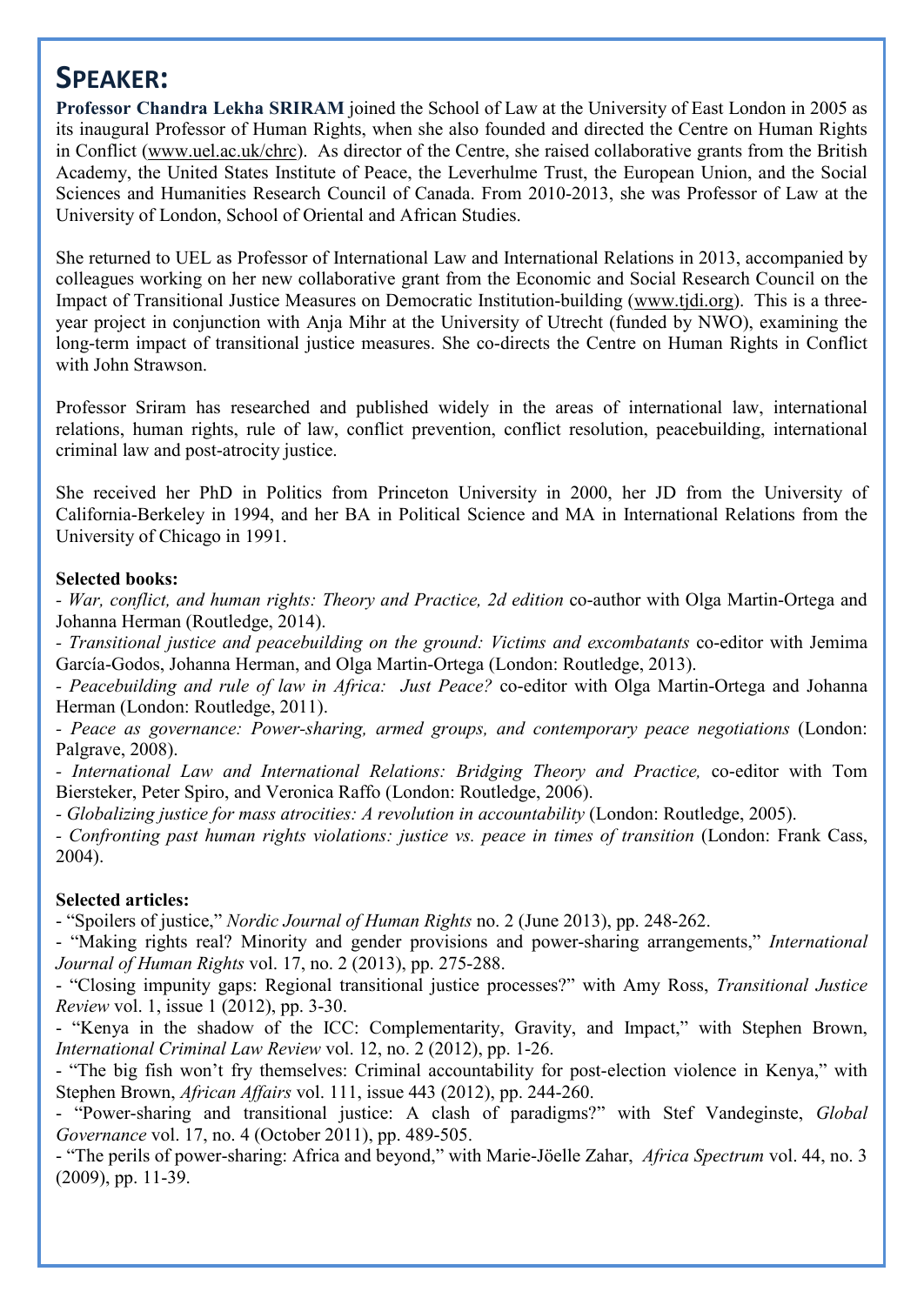# SPEAKER:

**Professor Chandra Lekha SRIRAM** joined the School of Law at the University of East London in 2005 as its inaugural Professor of Human Rights, when she also founded and directed the Centre on Human Rights in Conflict (www.uel.ac.uk/chrc). As director of the Centre, she raised collaborative grants from the British Academy, the United States Institute of Peace, the Leverhulme Trust, the European Union, and the Social Sciences and Humanities Research Council of Canada. From 2010-2013, she was Professor of Law at the University of London, School of Oriental and African Studies.

She returned to UEL as Professor of International Law and International Relations in 2013, accompanied by colleagues working on her new collaborative grant from the Economic and Social Research Council on the Impact of Transitional Justice Measures on Democratic Institution-building (www.tjdi.org). This is a three-year project in conjunction with Anja Mihr at the University of Utrecht (funded by NWO), examining the long-term impact of transitional justice measures. She co-directs the Centre on Human Rights in Conflict with John Strawson.

Professor Sriram has researched and published widely in the areas of international law, international relations, human rights, rule of law, conflict prevention, conflict resolution, peacebuilding, international criminal law and post-atrocity justice.

She received her PhD in Politics from Princeton University in 2000, her JD from the University of California-Berkeley in 1994, and her BA in Political Science and MA in International Relations from the University of Chicago in 1991.

**Selected books:**

- *War, conflict, and human rights: Theory and Practice, 2d edition* co-author with Olga Martin-Ortega and Johanna Herman (Routledge, 2014).
- *Transitional justice and peacebuilding on the ground: Victims and excombatants* co-editor with Jemima García-Godos, Johanna Herman, and Olga Martin-Ortega (London: Routledge, 2013).
- *Peacebuilding and rule of law in Africa: Just Peace?* co-editor with Olga Martin-Ortega and Johanna Herman (London: Routledge, 2011).
- *Peace as governance: Power-sharing, armed groups, and contemporary peace negotiations* (London: Palgrave, 2008).
- *International Law and International Relations: Bridging Theory and Practice,* co-editor with Tom Biersteker, Peter Spiro, and Veronica Raffo (London: Routledge, 2006).
- *Globalizing justice for mass atrocities: A revolution in accountability* (London: Routledge, 2005).
- *Confronting past human rights violations: justice vs. peace in times of transition* (London: Frank Cass, 2004).

**Selected articles:**

- "Spoilers of justice," *Nordic Journal of Human Rights* no. 2 (June 2013), pp. 248-262.
- "Making rights real? Minority and gender provisions and power-sharing arrangements," *International Journal of Human Rights* vol. 17, no. 2 (2013), pp. 275-288.
- "Closing impunity gaps: Regional transitional justice processes?" with Amy Ross, *Transitional Justice Review* vol. 1, issue 1 (2012), pp. 3-30.
- "Kenya in the shadow of the ICC: Complementarity, Gravity, and Impact," with Stephen Brown, *International Criminal Law Review* vol. 12, no. 2 (2012), pp. 1-26.
- "The big fish won't fry themselves: Criminal accountability for post-election violence in Kenya," with Stephen Brown, *African Affairs* vol. 111, issue 443 (2012), pp. 244-260.
- "Power-sharing and transitional justice: A clash of paradigms?" with Stef Vandeginste, *Global Governance* vol. 17, no. 4 (October 2011), pp. 489-505.
- "The perils of power-sharing: Africa and beyond," with Marie-Jöelle Zahar, *Africa Spectrum* vol. 44, no. 3 (2009), pp. 11-39.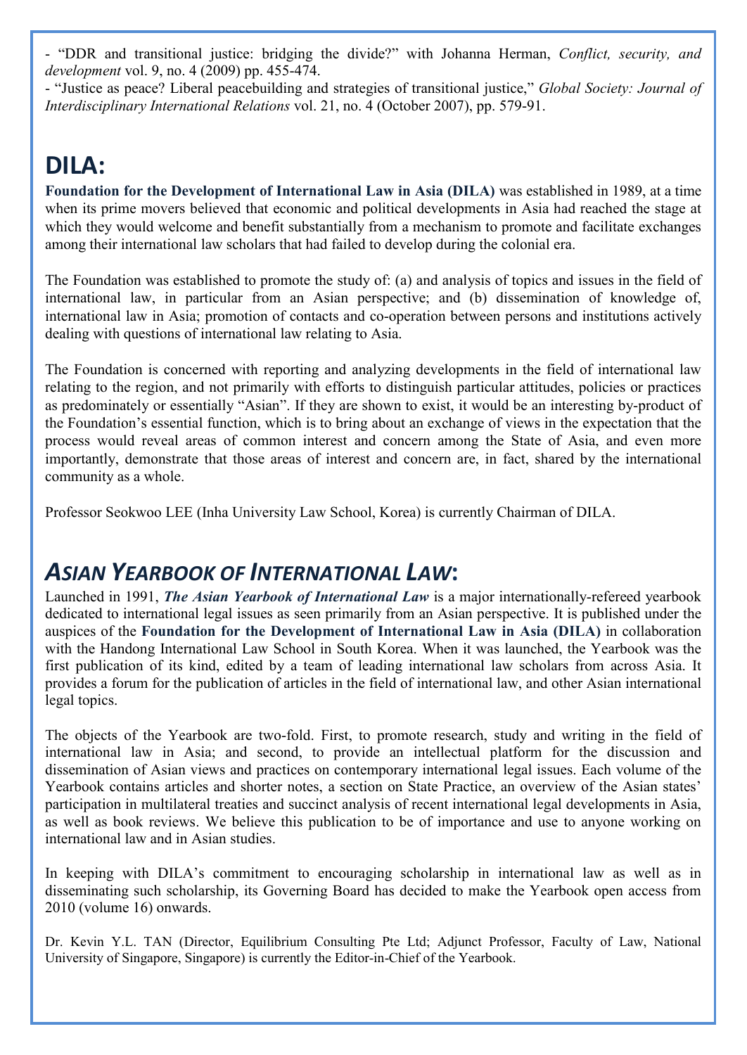- “DDR and transitional justice: bridging the divide?” with Johanna Herman, *Conflict, security, and development* vol. 9, no. 4 (2009) pp. 455-474.
- “Justice as peace? Liberal peacebuilding and strategies of transitional justice,” *Global Society: Journal of Interdisciplinary International Relations* vol. 21, no. 4 (October 2007), pp. 579-91.

## DILA:

**Foundation for the Development of International Law in Asia (DILA)** was established in 1989, at a time when its prime movers believed that economic and political developments in Asia had reached the stage at which they would welcome and benefit substantially from a mechanism to promote and facilitate exchanges among their international law scholars that had failed to develop during the colonial era.

The Foundation was established to promote the study of: (a) and analysis of topics and issues in the field of international law, in particular from an Asian perspective; and (b) dissemination of knowledge of, international law in Asia; promotion of contacts and co-operation between persons and institutions actively dealing with questions of international law relating to Asia.

The Foundation is concerned with reporting and analyzing developments in the field of international law relating to the region, and not primarily with efforts to distinguish particular attitudes, policies or practices as predominately or essentially “Asian”. If they are shown to exist, it would be an interesting by-product of the Foundation’s essential function, which is to bring about an exchange of views in the expectation that the process would reveal areas of common interest and concern among the State of Asia, and even more importantly, demonstrate that those areas of interest and concern are, in fact, shared by the international community as a whole.

Professor Seokwoo LEE (Inha University Law School, Korea) is currently Chairman of DILA.

## *ASIAN YEARBOOK OF INTERNATIONAL LAW*:

Launched in 1991, ***The Asian Yearbook of International Law*** is a major internationally-refereed yearbook dedicated to international legal issues as seen primarily from an Asian perspective. It is published under the auspices of the **Foundation for the Development of International Law in Asia (DILA)** in collaboration with the Handong International Law School in South Korea. When it was launched, the Yearbook was the first publication of its kind, edited by a team of leading international law scholars from across Asia. It provides a forum for the publication of articles in the field of international law, and other Asian international legal topics.

The objects of the Yearbook are two-fold. First, to promote research, study and writing in the field of international law in Asia; and second, to provide an intellectual platform for the discussion and dissemination of Asian views and practices on contemporary international legal issues. Each volume of the Yearbook contains articles and shorter notes, a section on State Practice, an overview of the Asian states’ participation in multilateral treaties and succinct analysis of recent international legal developments in Asia, as well as book reviews. We believe this publication to be of importance and use to anyone working on international law and in Asian studies.

In keeping with DILA’s commitment to encouraging scholarship in international law as well as in disseminating such scholarship, its Governing Board has decided to make the Yearbook open access from 2010 (volume 16) onwards.

Dr. Kevin Y.L. TAN (Director, Equilibrium Consulting Pte Ltd; Adjunct Professor, Faculty of Law, National University of Singapore, Singapore) is currently the Editor-in-Chief of the Yearbook.